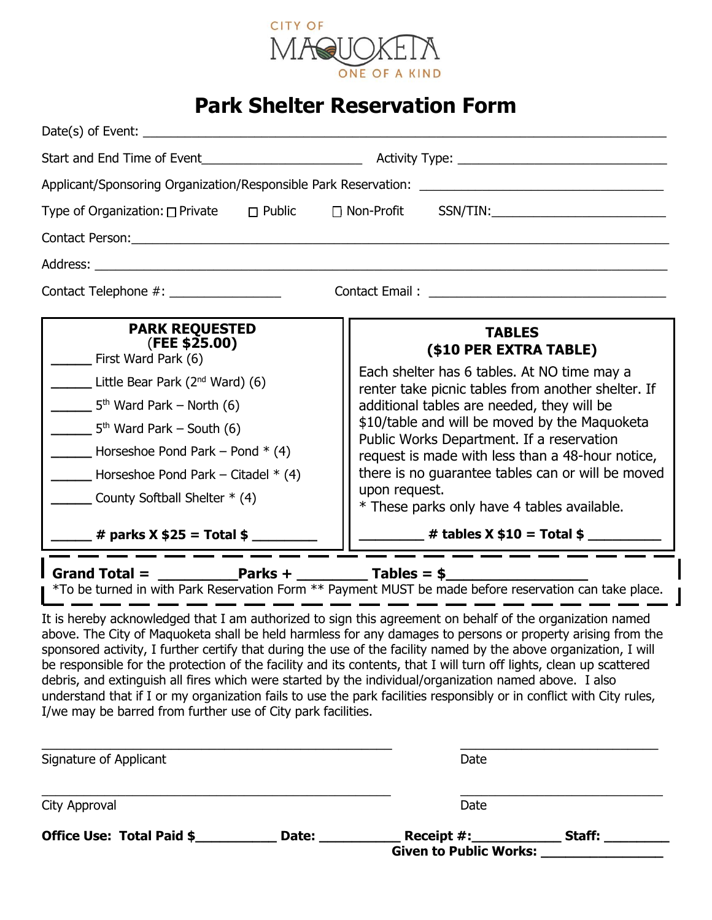CITY OF MAQUOKETA
ONE OF A KIND

# Park Shelter Reservation Form

Date(s) of Event: ______________________________________________________________________

Start and End Time of Event______________________ Activity Type: _____________________________

Applicant/Sponsoring Organization/Responsible Park Reservation: ___________________________________

Type of Organization: ☐ Private ☐ Public ☐ Non-Profit SSN/TIN:________________________

Contact Person:_____________________________________________________________________

Address: __________________________________________________________________________

Contact Telephone #: ________________ Contact Email : _________________________________

**PARK REQUESTED**
**(FEE $25.00)**

_____ First Ward Park (6)

_____ Little Bear Park (2nd Ward) (6)

_____ 5th Ward Park – North (6)

_____ 5th Ward Park – South (6)

_____ Horseshoe Pond Park – Pond * (4)

_____ Horseshoe Pond Park – Citadel * (4)

_____ County Softball Shelter * (4)

**_____ # parks X $25 = Total $ ________**

**TABLES**
**($10 PER EXTRA TABLE)**

Each shelter has 6 tables. At NO time may a renter take picnic tables from another shelter. If additional tables are needed, they will be $10/table and will be moved by the Maquoketa Public Works Department. If a reservation request is made with less than a 48-hour notice, there is no guarantee tables can or will be moved upon request.
* These parks only have 4 tables available.

**________ # tables X $10 = Total $ _________**

**Grand Total = _________Parks + ________ Tables = $________________**
*To be turned in with Park Reservation Form ** Payment MUST be made before reservation can take place.

It is hereby acknowledged that I am authorized to sign this agreement on behalf of the organization named above. The City of Maquoketa shall be held harmless for any damages to persons or property arising from the sponsored activity, I further certify that during the use of the facility named by the above organization, I will be responsible for the protection of the facility and its contents, that I will turn off lights, clean up scattered debris, and extinguish all fires which were started by the individual/organization named above. I also understand that if I or my organization fails to use the park facilities responsibly or in conflict with City rules, I/we may be barred from further use of City park facilities.

_____________________________________________ ___________________________
Signature of Applicant Date

_____________________________________________ ___________________________
City Approval Date

**Office Use: Total Paid $__________ Date: ___________ Receipt #:___________ Staff: _________**
**Given to Public Works: _______________**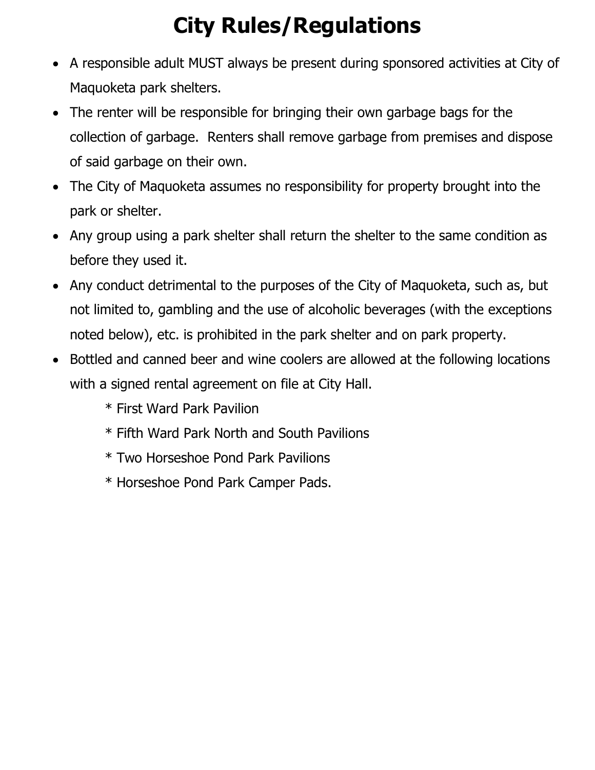# City Rules/Regulations

- A responsible adult MUST always be present during sponsored activities at City of Maquoketa park shelters.
- The renter will be responsible for bringing their own garbage bags for the collection of garbage. Renters shall remove garbage from premises and dispose of said garbage on their own.
- The City of Maquoketa assumes no responsibility for property brought into the park or shelter.
- Any group using a park shelter shall return the shelter to the same condition as before they used it.
- Any conduct detrimental to the purposes of the City of Maquoketa, such as, but not limited to, gambling and the use of alcoholic beverages (with the exceptions noted below), etc. is prohibited in the park shelter and on park property.
- Bottled and canned beer and wine coolers are allowed at the following locations with a signed rental agreement on file at City Hall.

  * First Ward Park Pavilion
  * Fifth Ward Park North and South Pavilions
  * Two Horseshoe Pond Park Pavilions
  * Horseshoe Pond Park Camper Pads.